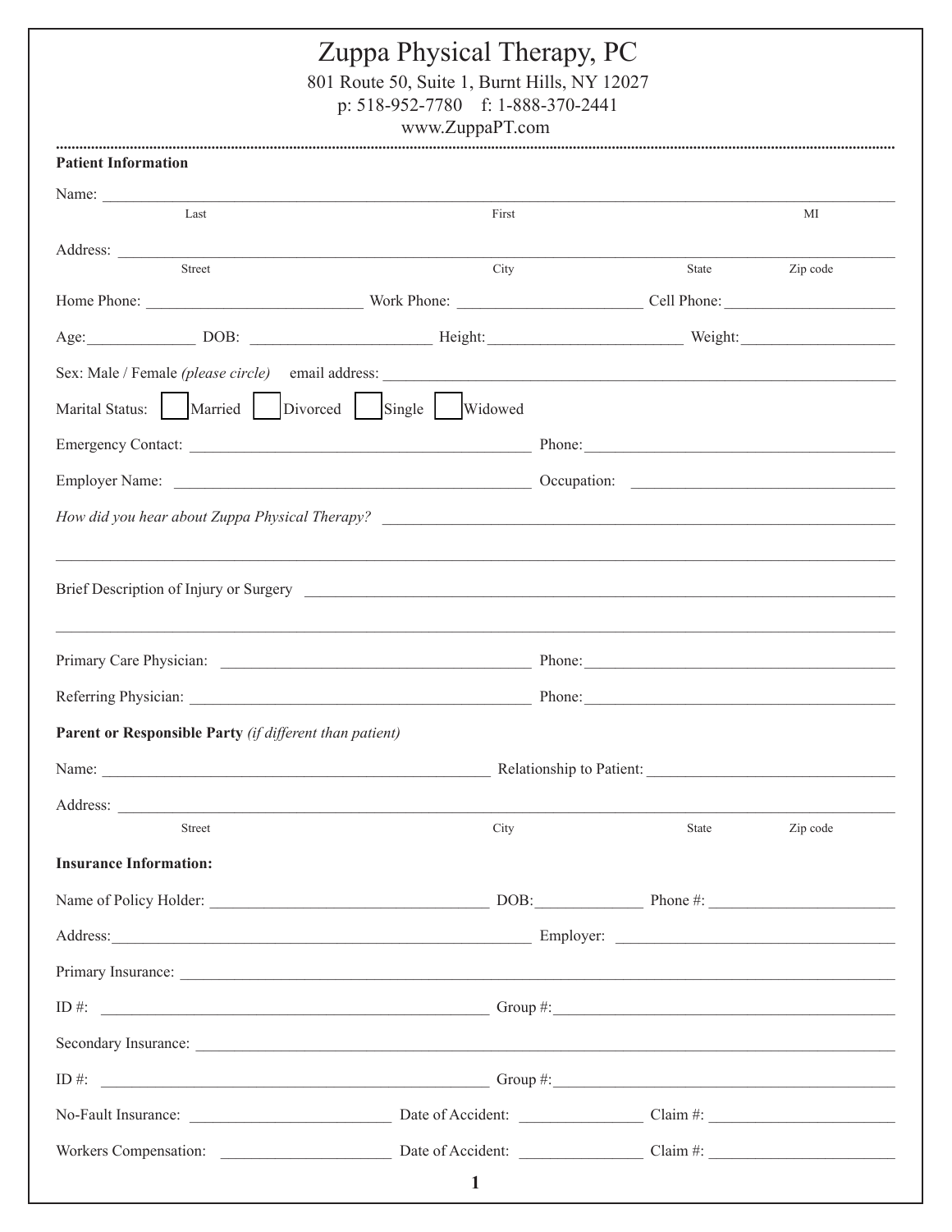# Zuppa Physical Therapy, PC

801 Route 50, Suite 1, Burnt Hills, NY 12027
p: 518-952-7780 f: 1-888-370-2441
www.ZuppaPT.com

**Patient Information**

Name: ____________________________________________________________________________
Last First MI

Address: __________________________________________________________________________
Street City State Zip code

Home Phone: ___________________ Work Phone: ___________________ Cell Phone: ___________________

Age: __________ DOB: ___________________ Height: ___________________ Weight: ___________________

Sex: Male / Female *(please circle)* email address: ______________________________________________

Marital Status: ☐ Married ☐ Divorced ☐ Single ☐ Widowed

Emergency Contact: ___________________________________ Phone: ___________________________________

Employer Name: ___________________________________ Occupation: ___________________________________

*How did you hear about Zuppa Physical Therapy?* ____________________________________________

__________________________________________________________________________________________

Brief Description of Injury or Surgery ____________________________________________________

__________________________________________________________________________________________

Primary Care Physician: ___________________________________ Phone: ___________________________________

Referring Physician: ___________________________________ Phone: ___________________________________

**Parent or Responsible Party** *(if different than patient)*

Name: ___________________________________ Relationship to Patient: ___________________________________

Address: __________________________________________________________________________
Street City State Zip code

**Insurance Information:**

Name of Policy Holder: ___________________________ DOB: ______________ Phone #: ___________________

Address: ___________________________________ Employer: ___________________________________

Primary Insurance: ________________________________________________________________________

ID #: ___________________________________ Group #: ___________________________________

Secondary Insurance: ______________________________________________________________________

ID #: ___________________________________ Group #: ___________________________________

No-Fault Insurance: ___________________ Date of Accident: ______________ Claim #: ___________________

Workers Compensation: ___________________ Date of Accident: ______________ Claim #: ___________________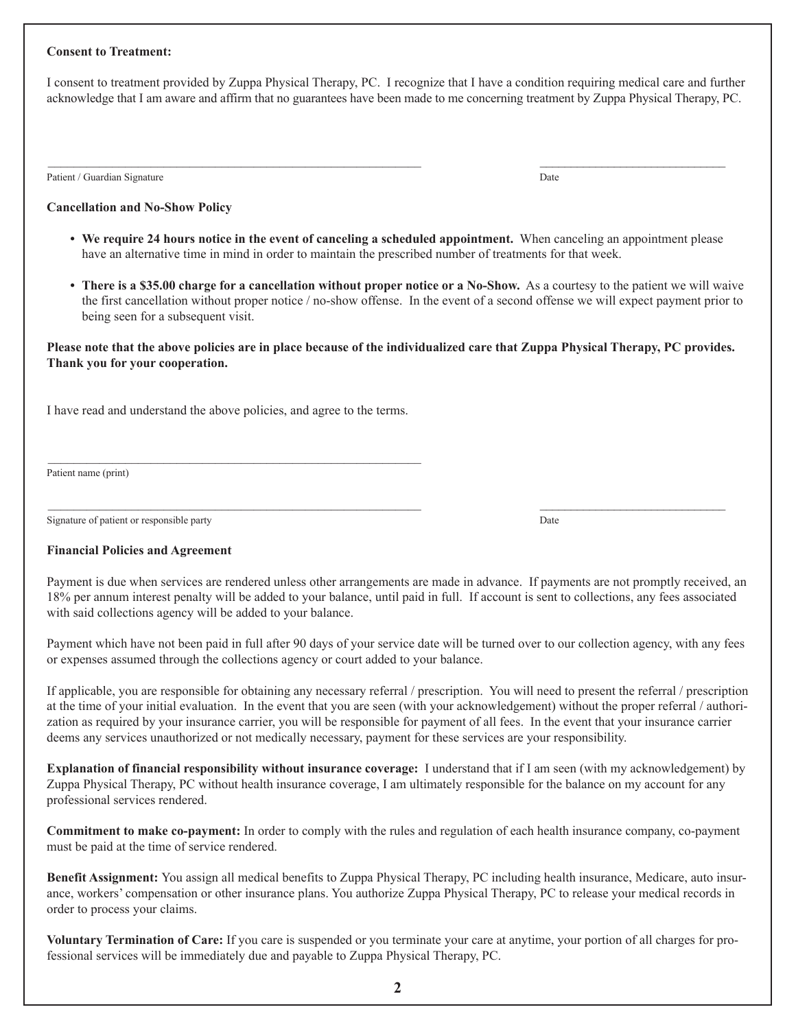**Consent to Treatment:**

I consent to treatment provided by Zuppa Physical Therapy, PC. I recognize that I have a condition requiring medical care and further acknowledge that I am aware and affirm that no guarantees have been made to me concerning treatment by Zuppa Physical Therapy, PC.

______________________________________________ ________________________

Patient / Guardian Signature Date

**Cancellation and No-Show Policy**

- **We require 24 hours notice in the event of canceling a scheduled appointment.** When canceling an appointment please have an alternative time in mind in order to maintain the prescribed number of treatments for that week.
- **There is a $35.00 charge for a cancellation without proper notice or a No-Show.** As a courtesy to the patient we will waive the first cancellation without proper notice / no-show offense. In the event of a second offense we will expect payment prior to being seen for a subsequent visit.

**Please note that the above policies are in place because of the individualized care that Zuppa Physical Therapy, PC provides. Thank you for your cooperation.**

I have read and understand the above policies, and agree to the terms.

______________________________________________

Patient name (print)

______________________________________________ ________________________

Signature of patient or responsible party Date

**Financial Policies and Agreement**

Payment is due when services are rendered unless other arrangements are made in advance. If payments are not promptly received, an 18% per annum interest penalty will be added to your balance, until paid in full. If account is sent to collections, any fees associated with said collections agency will be added to your balance.

Payment which have not been paid in full after 90 days of your service date will be turned over to our collection agency, with any fees or expenses assumed through the collections agency or court added to your balance.

If applicable, you are responsible for obtaining any necessary referral / prescription. You will need to present the referral / prescription at the time of your initial evaluation. In the event that you are seen (with your acknowledgement) without the proper referral / authorization as required by your insurance carrier, you will be responsible for payment of all fees. In the event that your insurance carrier deems any services unauthorized or not medically necessary, payment for these services are your responsibility.

**Explanation of financial responsibility without insurance coverage:** I understand that if I am seen (with my acknowledgement) by Zuppa Physical Therapy, PC without health insurance coverage, I am ultimately responsible for the balance on my account for any professional services rendered.

**Commitment to make co-payment:** In order to comply with the rules and regulation of each health insurance company, co-payment must be paid at the time of service rendered.

**Benefit Assignment:** You assign all medical benefits to Zuppa Physical Therapy, PC including health insurance, Medicare, auto insurance, workers' compensation or other insurance plans. You authorize Zuppa Physical Therapy, PC to release your medical records in order to process your claims.

**Voluntary Termination of Care:** If you care is suspended or you terminate your care at anytime, your portion of all charges for professional services will be immediately due and payable to Zuppa Physical Therapy, PC.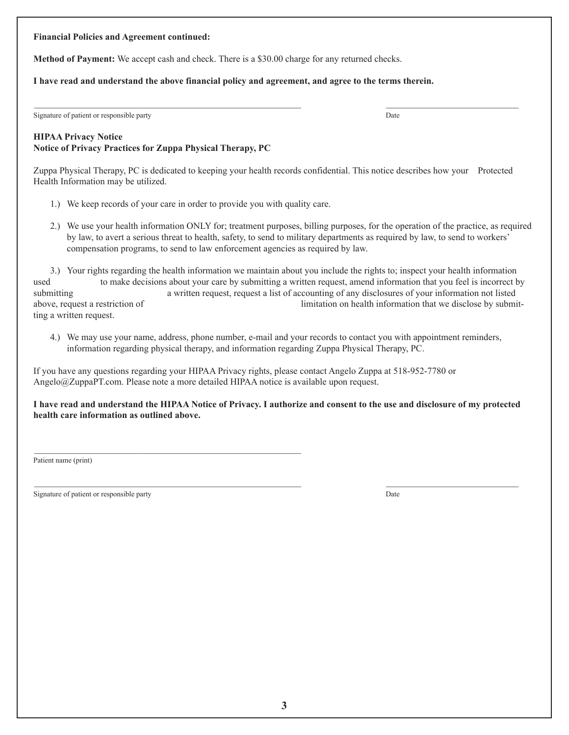**Financial Policies and Agreement continued:**

**Method of Payment:** We accept cash and check. There is a $30.00 charge for any returned checks.

**I have read and understand the above financial policy and agreement, and agree to the terms therein.**

_______________________________________________ &nbsp;&nbsp;&nbsp;&nbsp; ________________________

Signature of patient or responsible party &nbsp;&nbsp;&nbsp;&nbsp; Date

**HIPAA Privacy Notice**
**Notice of Privacy Practices for Zuppa Physical Therapy, PC**

Zuppa Physical Therapy, PC is dedicated to keeping your health records confidential. This notice describes how your Protected Health Information may be utilized.

1.) We keep records of your care in order to provide you with quality care.

2.) We use your health information ONLY for; treatment purposes, billing purposes, for the operation of the practice, as required by law, to avert a serious threat to health, safety, to send to military departments as required by law, to send to workers' compensation programs, to send to law enforcement agencies as required by law.

3.) Your rights regarding the health information we maintain about you include the rights to; inspect your health information used to make decisions about your care by submitting a written request, amend information that you feel is incorrect by submitting a written request, request a list of accounting of any disclosures of your information not listed above, request a restriction of limitation on health information that we disclose by submitting a written request.

4.) We may use your name, address, phone number, e-mail and your records to contact you with appointment reminders, information regarding physical therapy, and information regarding Zuppa Physical Therapy, PC.

If you have any questions regarding your HIPAA Privacy rights, please contact Angelo Zuppa at 518-952-7780 or Angelo@ZuppaPT.com. Please note a more detailed HIPAA notice is available upon request.

**I have read and understand the HIPAA Notice of Privacy. I authorize and consent to the use and disclosure of my protected health care information as outlined above.**

_______________________________________________

Patient name (print)

_______________________________________________ &nbsp;&nbsp;&nbsp;&nbsp; ________________________

Signature of patient or responsible party &nbsp;&nbsp;&nbsp;&nbsp; Date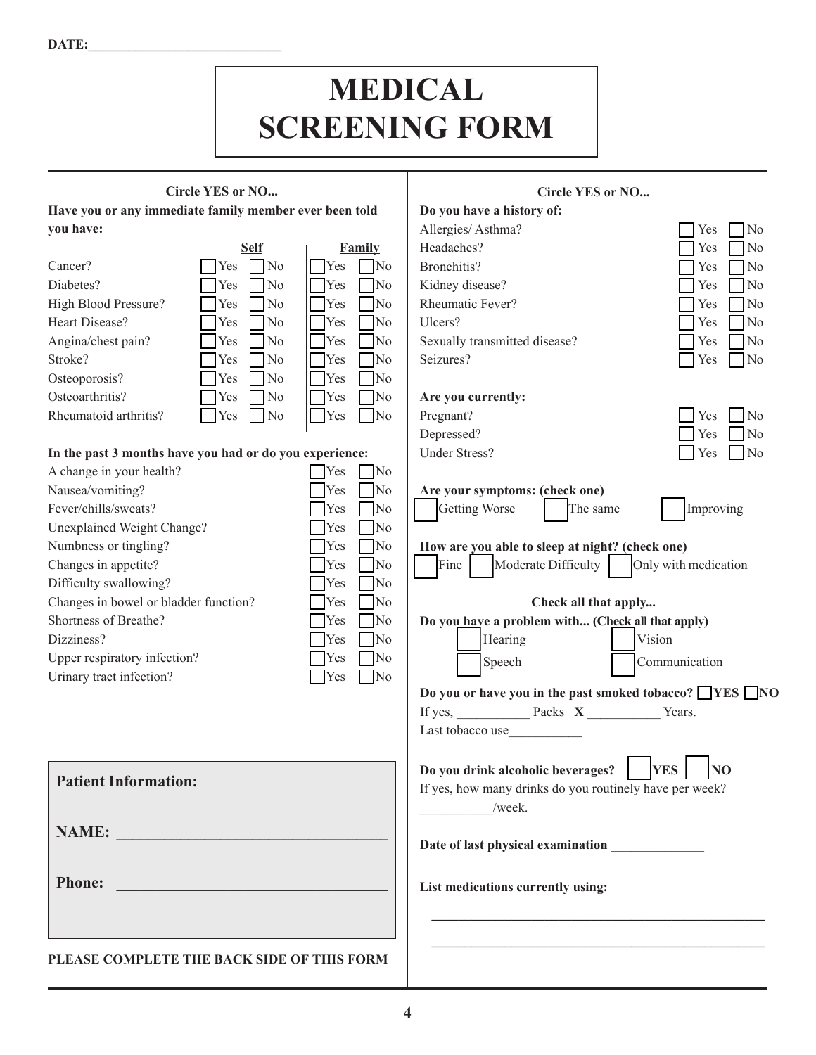DATE:___________________________

# MEDICAL SCREENING FORM

**Circle YES or NO...**

**Have you or any immediate family member ever been told you have:**

| | **Self** | **Family** |
|---|---|---|
| Cancer? | ☐ Yes ☐ No | ☐ Yes ☐ No |
| Diabetes? | ☐ Yes ☐ No | ☐ Yes ☐ No |
| High Blood Pressure? | ☐ Yes ☐ No | ☐ Yes ☐ No |
| Heart Disease? | ☐ Yes ☐ No | ☐ Yes ☐ No |
| Angina/chest pain? | ☐ Yes ☐ No | ☐ Yes ☐ No |
| Stroke? | ☐ Yes ☐ No | ☐ Yes ☐ No |
| Osteoporosis? | ☐ Yes ☐ No | ☐ Yes ☐ No |
| Osteoarthritis? | ☐ Yes ☐ No | ☐ Yes ☐ No |
| Rheumatoid arthritis? | ☐ Yes ☐ No | ☐ Yes ☐ No |

**In the past 3 months have you had or do you experience:**

| | |
|---|---|
| A change in your health? | ☐ Yes ☐ No |
| Nausea/vomiting? | ☐ Yes ☐ No |
| Fever/chills/sweats? | ☐ Yes ☐ No |
| Unexplained Weight Change? | ☐ Yes ☐ No |
| Numbness or tingling? | ☐ Yes ☐ No |
| Changes in appetite? | ☐ Yes ☐ No |
| Difficulty swallowing? | ☐ Yes ☐ No |
| Changes in bowel or bladder function? | ☐ Yes ☐ No |
| Shortness of Breathe? | ☐ Yes ☐ No |
| Dizziness? | ☐ Yes ☐ No |
| Upper respiratory infection? | ☐ Yes ☐ No |
| Urinary tract infection? | ☐ Yes ☐ No |

**Patient Information:**

**NAME:** ___________________________________

**Phone:** ___________________________________

**PLEASE COMPLETE THE BACK SIDE OF THIS FORM**

**Circle YES or NO...**

**Do you have a history of:**

| | |
|---|---|
| Allergies/ Asthma? | ☐ Yes ☐ No |
| Headaches? | ☐ Yes ☐ No |
| Bronchitis? | ☐ Yes ☐ No |
| Kidney disease? | ☐ Yes ☐ No |
| Rheumatic Fever? | ☐ Yes ☐ No |
| Ulcers? | ☐ Yes ☐ No |
| Sexually transmitted disease? | ☐ Yes ☐ No |
| Seizures? | ☐ Yes ☐ No |

**Are you currently:**

| | |
|---|---|
| Pregnant? | ☐ Yes ☐ No |
| Depressed? | ☐ Yes ☐ No |
| Under Stress? | ☐ Yes ☐ No |

**Are your symptoms: (check one)**

☐ Getting Worse ☐ The same ☐ Improving

**How are you able to sleep at night? (check one)**

☐ Fine ☐ Moderate Difficulty ☐ Only with medication

**Check all that apply...**

**Do you have a problem with... (Check all that apply)**

☐ Hearing ☐ Vision

☐ Speech ☐ Communication

**Do you or have you in the past smoked tobacco?** ☐ **YES** ☐ **NO**

If yes, ___________ Packs **X** ___________ Years.

Last tobacco use___________

**Do you drink alcoholic beverages?** ☐ **YES** ☐ **NO**

If yes, how many drinks do you routinely have per week?

___________/week.

**Date of last physical examination** ______________

**List medications currently using:**

_________________________________________________

_________________________________________________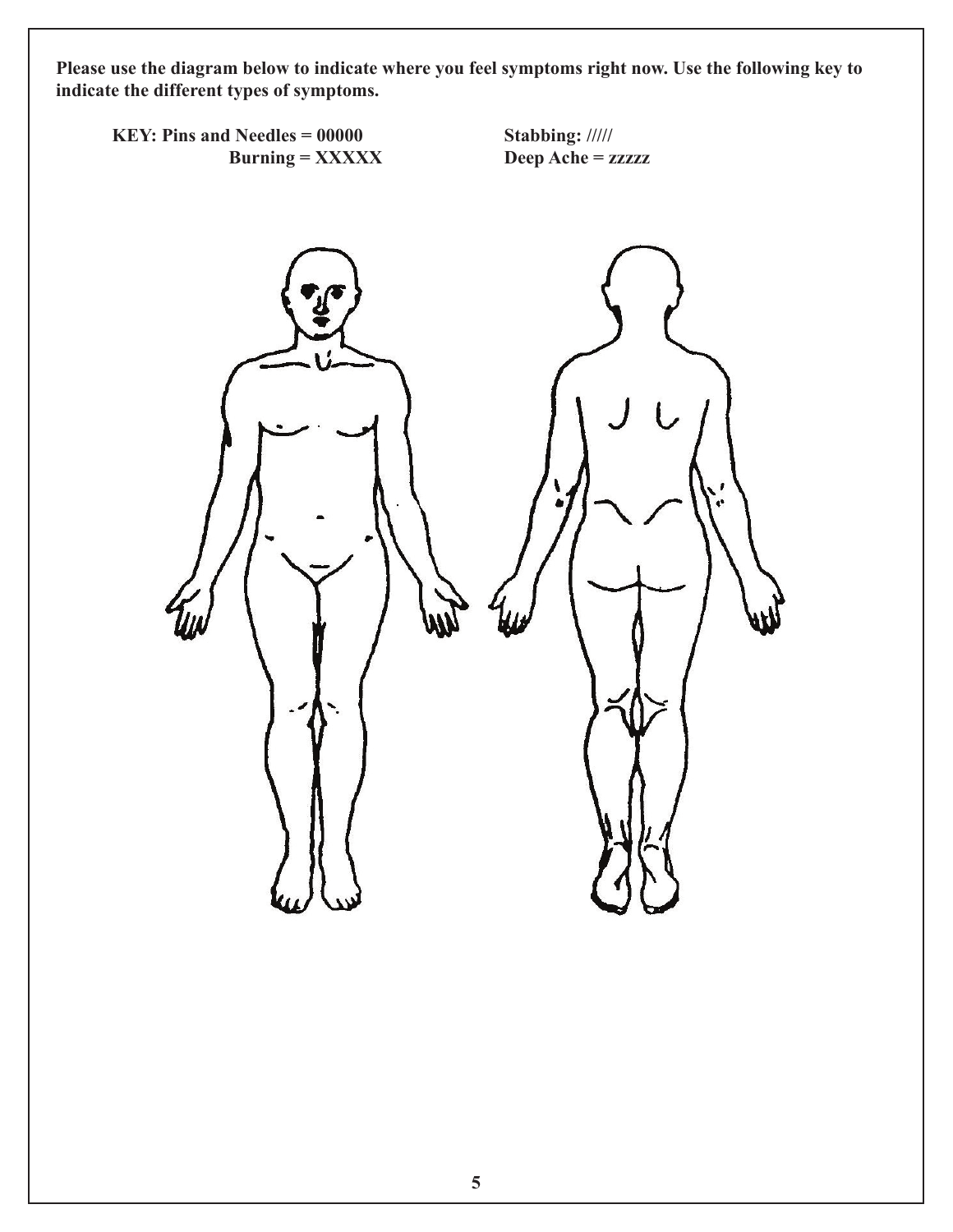**Please use the diagram below to indicate where you feel symptoms right now. Use the following key to indicate the different types of symptoms.**

**KEY: Pins and Needles = 00000**

**Burning = XXXXX**

**Stabbing: /////**

**Deep Ache = zzzzz**